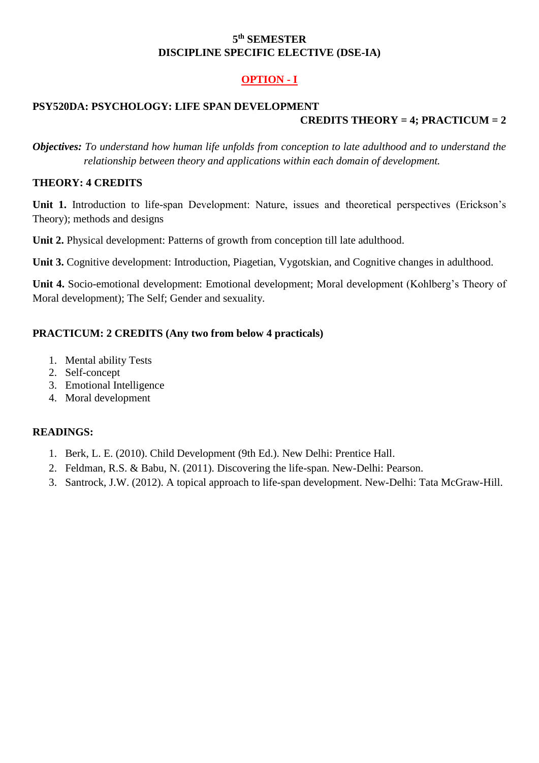**5th SEMESTER**
**DISCIPLINE SPECIFIC ELECTIVE (DSE-IA)**

**OPTION - I**

## PSY520DA: PSYCHOLOGY: LIFE SPAN DEVELOPMENT

**CREDITS THEORY = 4; PRACTICUM = 2**

***Objectives:*** *To understand how human life unfolds from conception to late adulthood and to understand the relationship between theory and applications within each domain of development.*

### THEORY: 4 CREDITS

**Unit 1.** Introduction to life-span Development: Nature, issues and theoretical perspectives (Erickson's Theory); methods and designs

**Unit 2.** Physical development: Patterns of growth from conception till late adulthood.

**Unit 3.** Cognitive development: Introduction, Piagetian, Vygotskian, and Cognitive changes in adulthood.

**Unit 4.** Socio-emotional development: Emotional development; Moral development (Kohlberg's Theory of Moral development); The Self; Gender and sexuality.

### PRACTICUM: 2 CREDITS (Any two from below 4 practicals)

1. Mental ability Tests
2. Self-concept
3. Emotional Intelligence
4. Moral development

### READINGS:

1. Berk, L. E. (2010). Child Development (9th Ed.). New Delhi: Prentice Hall.
2. Feldman, R.S. & Babu, N. (2011). Discovering the life-span. New-Delhi: Pearson.
3. Santrock, J.W. (2012). A topical approach to life-span development. New-Delhi: Tata McGraw-Hill.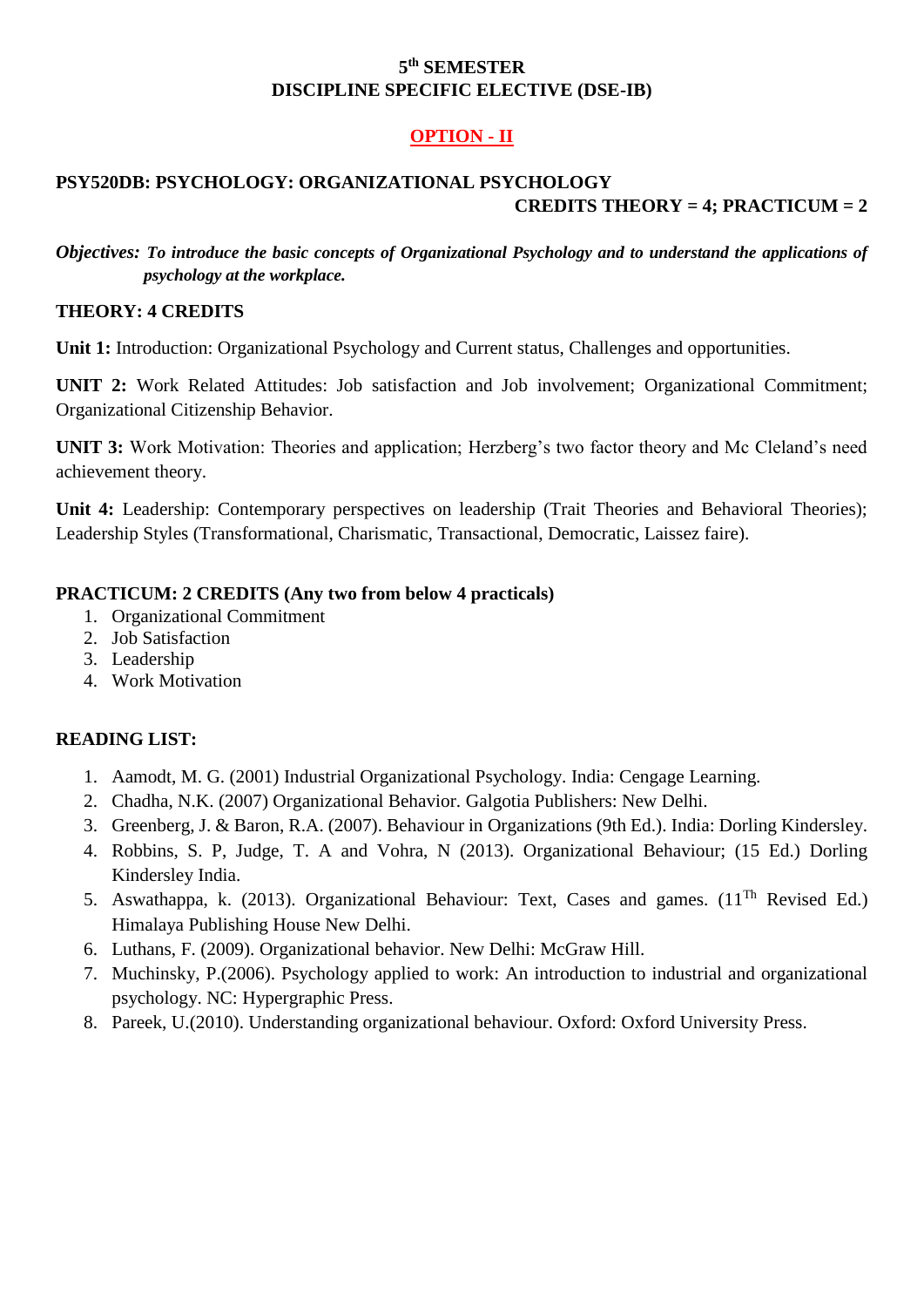**5th SEMESTER**
**DISCIPLINE SPECIFIC ELECTIVE (DSE-IB)**

**OPTION - II**

**PSY520DB: PSYCHOLOGY: ORGANIZATIONAL PSYCHOLOGY**
**CREDITS THEORY = 4; PRACTICUM = 2**

***Objectives:*** ***To introduce the basic concepts of Organizational Psychology and to understand the applications of psychology at the workplace.***

**THEORY: 4 CREDITS**

**Unit 1:** Introduction: Organizational Psychology and Current status, Challenges and opportunities.

**UNIT 2:** Work Related Attitudes: Job satisfaction and Job involvement; Organizational Commitment; Organizational Citizenship Behavior.

**UNIT 3:** Work Motivation: Theories and application; Herzberg's two factor theory and Mc Cleland's need achievement theory.

**Unit 4:** Leadership: Contemporary perspectives on leadership (Trait Theories and Behavioral Theories); Leadership Styles (Transformational, Charismatic, Transactional, Democratic, Laissez faire).

**PRACTICUM: 2 CREDITS (Any two from below 4 practicals)**

1. Organizational Commitment
2. Job Satisfaction
3. Leadership
4. Work Motivation

**READING LIST:**

1. Aamodt, M. G. (2001) Industrial Organizational Psychology. India: Cengage Learning.
2. Chadha, N.K. (2007) Organizational Behavior. Galgotia Publishers: New Delhi.
3. Greenberg, J. & Baron, R.A. (2007). Behaviour in Organizations (9th Ed.). India: Dorling Kindersley.
4. Robbins, S. P, Judge, T. A and Vohra, N (2013). Organizational Behaviour; (15 Ed.) Dorling Kindersley India.
5. Aswathappa, k. (2013). Organizational Behaviour: Text, Cases and games. (11Th Revised Ed.) Himalaya Publishing House New Delhi.
6. Luthans, F. (2009). Organizational behavior. New Delhi: McGraw Hill.
7. Muchinsky, P.(2006). Psychology applied to work: An introduction to industrial and organizational psychology. NC: Hypergraphic Press.
8. Pareek, U.(2010). Understanding organizational behaviour. Oxford: Oxford University Press.